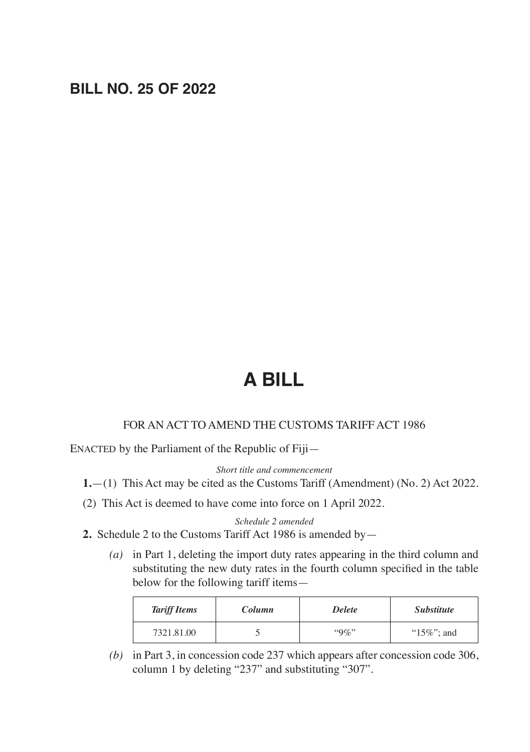# BILL NO. 25 OF 2022

# A BILL

FOR AN ACT TO AMEND THE CUSTOMS TARIFF ACT 1986

ENACTED by the Parliament of the Republic of Fiji—

*Short title and commencement*

**1.**—(1) This Act may be cited as the Customs Tariff (Amendment) (No. 2) Act 2022.

(2) This Act is deemed to have come into force on 1 April 2022.

*Schedule 2 amended*

**2.** Schedule 2 to the Customs Tariff Act 1986 is amended by—

*(a)* in Part 1, deleting the import duty rates appearing in the third column and substituting the new duty rates in the fourth column specified in the table below for the following tariff items—

| ***Tariff Items*** | ***Column*** | ***Delete*** | ***Substitute*** |
|---|---|---|---|
| 7321.81.00 | 5 | "9%" | "15%"; and |

*(b)* in Part 3, in concession code 237 which appears after concession code 306, column 1 by deleting "237" and substituting "307".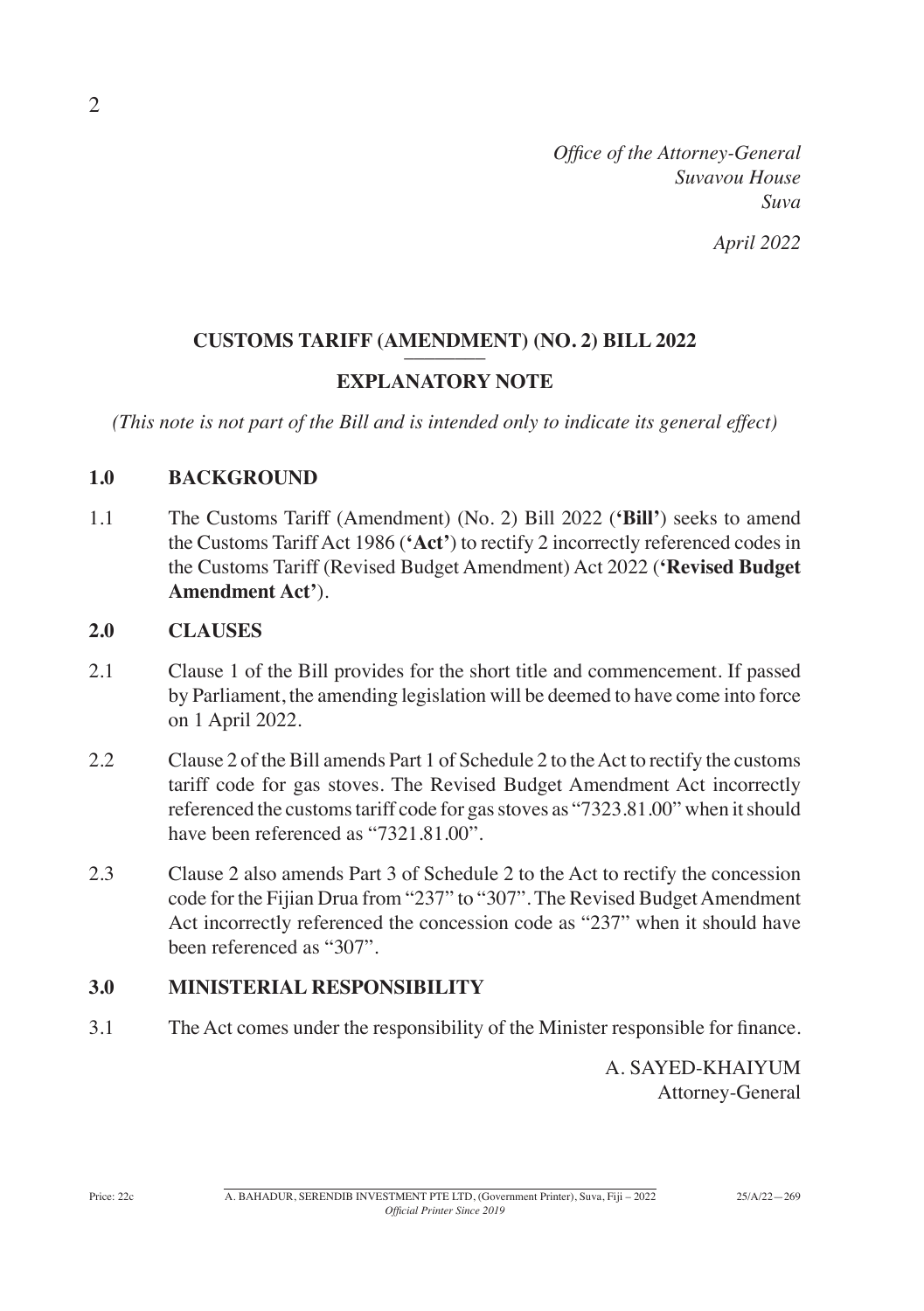*Office of the Attorney-General*
*Suvavou House*
*Suva*

*April 2022*

## CUSTOMS TARIFF (AMENDMENT) (NO. 2) BILL 2022

## EXPLANATORY NOTE

*(This note is not part of the Bill and is intended only to indicate its general effect)*

### 1.0 BACKGROUND

1.1 The Customs Tariff (Amendment) (No. 2) Bill 2022 (**'Bill'**) seeks to amend the Customs Tariff Act 1986 (**'Act'**) to rectify 2 incorrectly referenced codes in the Customs Tariff (Revised Budget Amendment) Act 2022 (**'Revised Budget Amendment Act'**).

### 2.0 CLAUSES

2.1 Clause 1 of the Bill provides for the short title and commencement. If passed by Parliament, the amending legislation will be deemed to have come into force on 1 April 2022.

2.2 Clause 2 of the Bill amends Part 1 of Schedule 2 to the Act to rectify the customs tariff code for gas stoves. The Revised Budget Amendment Act incorrectly referenced the customs tariff code for gas stoves as "7323.81.00" when it should have been referenced as "7321.81.00".

2.3 Clause 2 also amends Part 3 of Schedule 2 to the Act to rectify the concession code for the Fijian Drua from "237" to "307". The Revised Budget Amendment Act incorrectly referenced the concession code as "237" when it should have been referenced as "307".

### 3.0 MINISTERIAL RESPONSIBILITY

3.1 The Act comes under the responsibility of the Minister responsible for finance.

A. SAYED-KHAIYUM
Attorney-General

Price: 22c

A. BAHADUR, SERENDIB INVESTMENT PTE LTD, (Government Printer), Suva, Fiji – 2022
*Official Printer Since 2019*

25/A/22—269